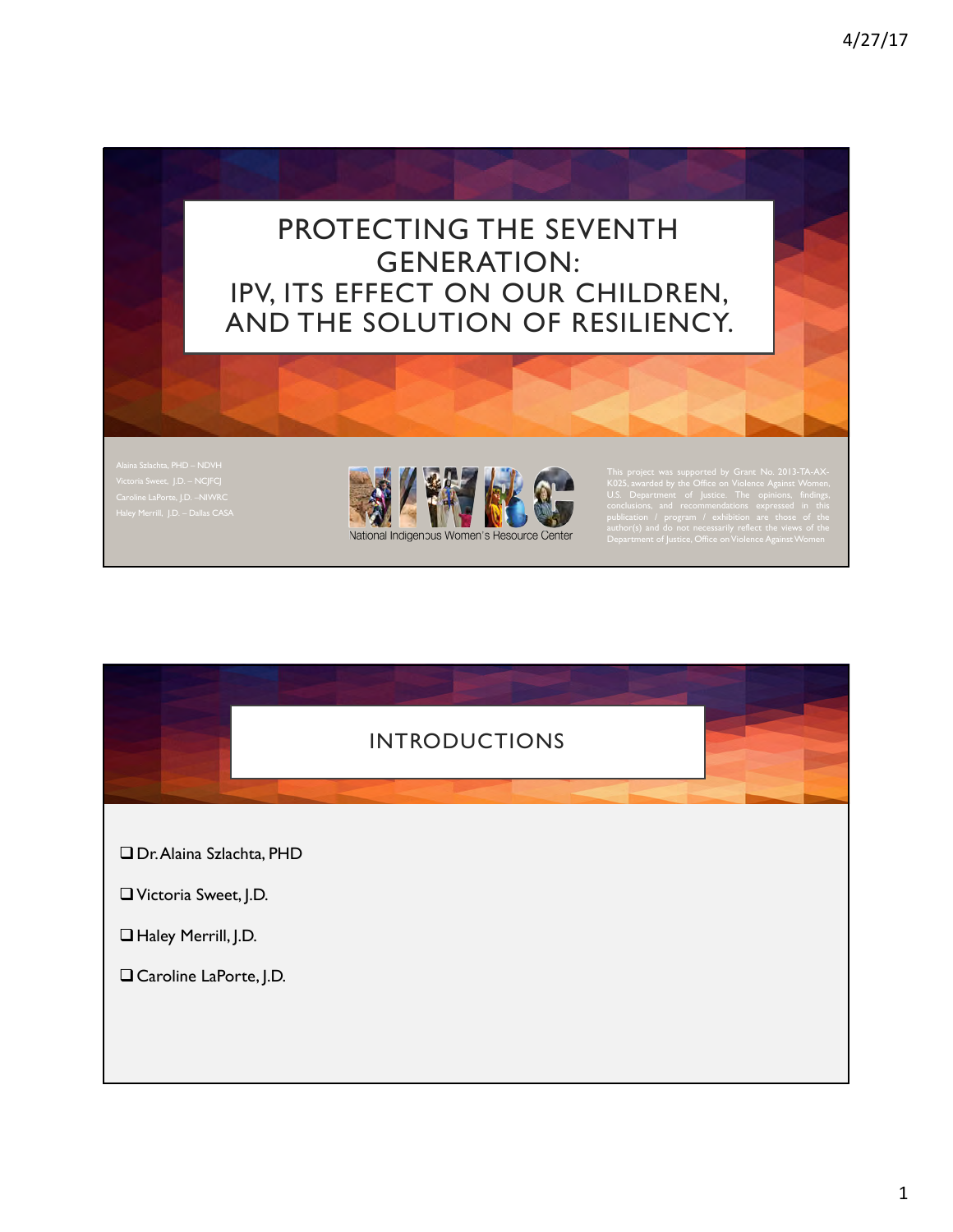# PROTECTING THE SEVENTH GENERATION: IPV, ITS EFFECT ON OUR CHILDREN, AND THE SOLUTION OF RESILIENCY.

Alaina Szlachta, PHD – NDVH
Victoria Sweet, J.D. – NCJFCJ
Caroline LaPorte, J.D. –NIWRC
Haley Merrill, J.D. – Dallas CASA

National Indigenous Women's Resource Center

This project was supported by Grant No. 2013-TA-AX-K025, awarded by the Office on Violence Against Women, U.S. Department of Justice. The opinions, findings, conclusions, and recommendations expressed in this publication / program / exhibition are those of the author(s) and do not necessarily reflect the views of the Department of Justice, Office on Violence Against Women

## INTRODUCTIONS

- Dr. Alaina Szlachta, PHD
- Victoria Sweet, J.D.
- Haley Merrill, J.D.
- Caroline LaPorte, J.D.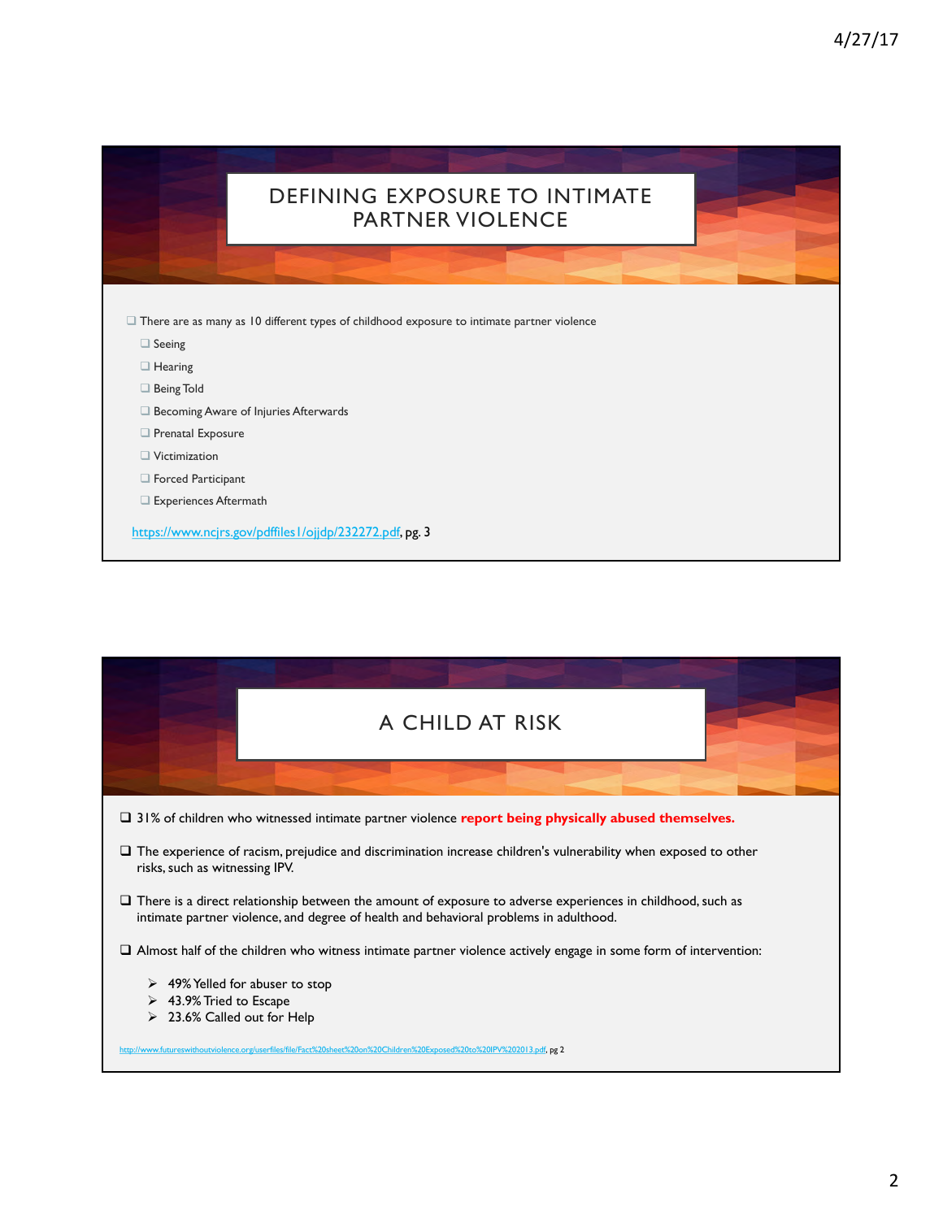## DEFINING EXPOSURE TO INTIMATE PARTNER VIOLENCE

- There are as many as 10 different types of childhood exposure to intimate partner violence
  - Seeing
  - Hearing
  - Being Told
  - Becoming Aware of Injuries Afterwards
  - Prenatal Exposure
  - Victimization
  - Forced Participant
  - Experiences Aftermath

https://www.ncjrs.gov/pdffiles1/ojjdp/232272.pdf, pg. 3

## A CHILD AT RISK

- 31% of children who witnessed intimate partner violence **report being physically abused themselves.**
- The experience of racism, prejudice and discrimination increase children's vulnerability when exposed to other risks, such as witnessing IPV.
- There is a direct relationship between the amount of exposure to adverse experiences in childhood, such as intimate partner violence, and degree of health and behavioral problems in adulthood.
- Almost half of the children who witness intimate partner violence actively engage in some form of intervention:
  - 49% Yelled for abuser to stop
  - 43.9% Tried to Escape
  - 23.6% Called out for Help

http://www.futureswithoutviolence.org/userfiles/file/Fact%20sheet%20on%20Children%20Exposed%20to%20IPV%202013.pdf, pg 2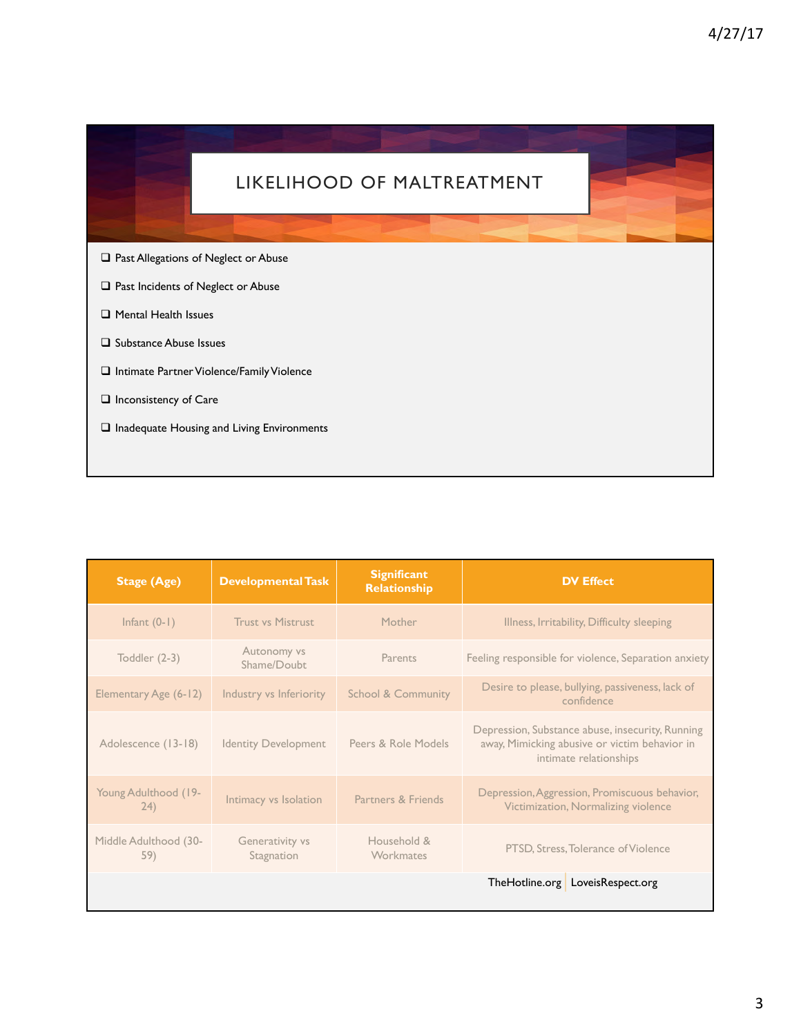# LIKELIHOOD OF MALTREATMENT

- ❑ Past Allegations of Neglect or Abuse
- ❑ Past Incidents of Neglect or Abuse
- ❑ Mental Health Issues
- ❑ Substance Abuse Issues
- ❑ Intimate Partner Violence/Family Violence
- ❑ Inconsistency of Care
- ❑ Inadequate Housing and Living Environments

| Stage (Age) | Developmental Task | Significant Relationship | DV Effect |
|---|---|---|---|
| Infant (0-1) | Trust vs Mistrust | Mother | Illness, Irritability, Difficulty sleeping |
| Toddler (2-3) | Autonomy vs Shame/Doubt | Parents | Feeling responsible for violence, Separation anxiety |
| Elementary Age (6-12) | Industry vs Inferiority | School & Community | Desire to please, bullying, passiveness, lack of confidence |
| Adolescence (13-18) | Identity Development | Peers & Role Models | Depression, Substance abuse, insecurity, Running away, Mimicking abusive or victim behavior in intimate relationships |
| Young Adulthood (19-24) | Intimacy vs Isolation | Partners & Friends | Depression, Aggression, Promiscuous behavior, Victimization, Normalizing violence |
| Middle Adulthood (30-59) | Generativity vs Stagnation | Household & Workmates | PTSD, Stress, Tolerance of Violence |

TheHotline.org | LoveisRespect.org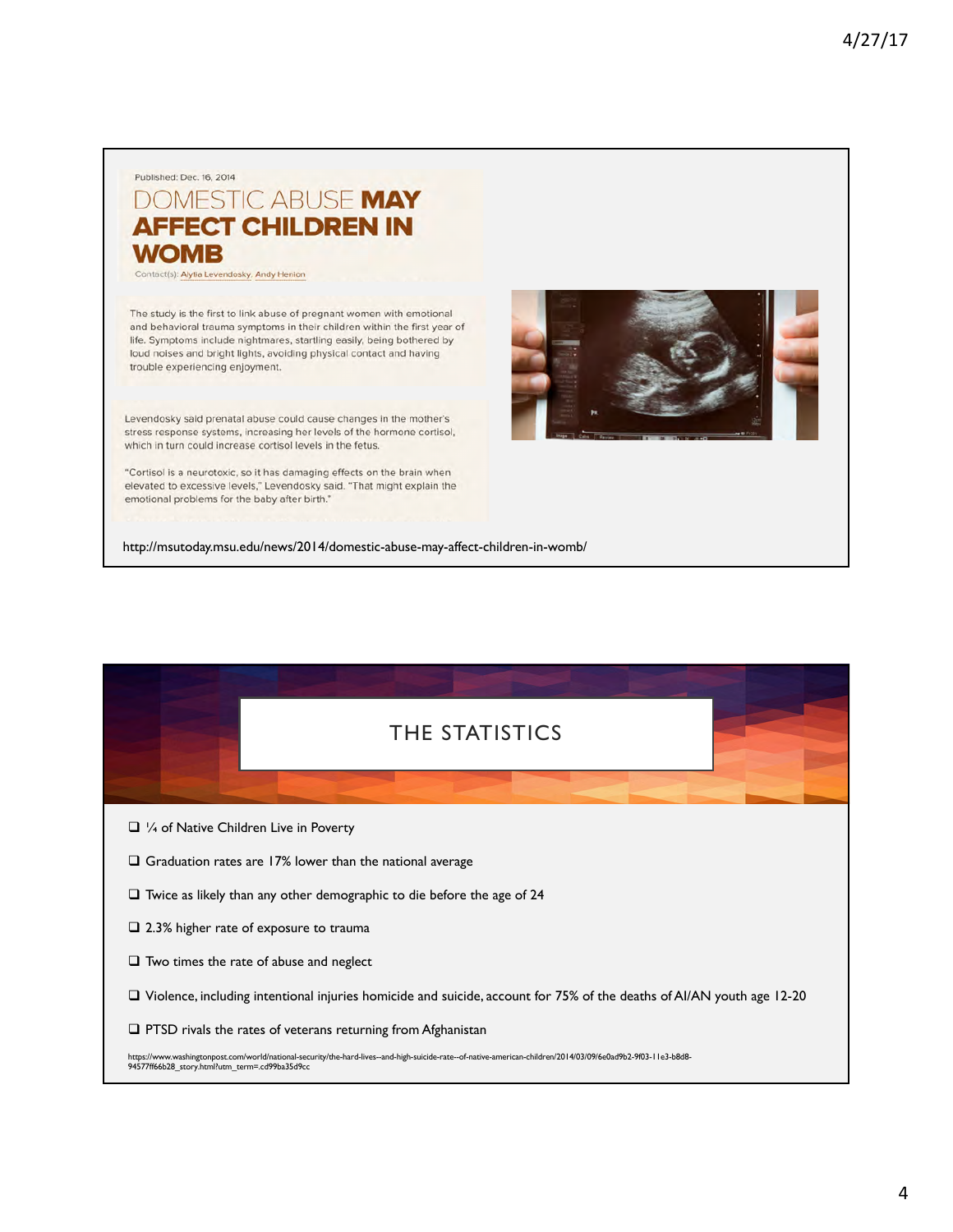Published: Dec. 16, 2014

## DOMESTIC ABUSE **MAY AFFECT CHILDREN IN WOMB**

Contact(s): Alytia Levendosky, Andy Henion

The study is the first to link abuse of pregnant women with emotional and behavioral trauma symptoms in their children within the first year of life. Symptoms include nightmares, startling easily, being bothered by loud noises and bright lights, avoiding physical contact and having trouble experiencing enjoyment.

Levendosky said prenatal abuse could cause changes in the mother's stress response systems, increasing her levels of the hormone cortisol, which in turn could increase cortisol levels in the fetus.

"Cortisol is a neurotoxic, so it has damaging effects on the brain when elevated to excessive levels," Levendosky said. "That might explain the emotional problems for the baby after birth."

http://msutoday.msu.edu/news/2014/domestic-abuse-may-affect-children-in-womb/

## THE STATISTICS

- ¼ of Native Children Live in Poverty
- Graduation rates are 17% lower than the national average
- Twice as likely than any other demographic to die before the age of 24
- 2.3% higher rate of exposure to trauma
- Two times the rate of abuse and neglect
- Violence, including intentional injuries homicide and suicide, account for 75% of the deaths of AI/AN youth age 12-20
- PTSD rivals the rates of veterans returning from Afghanistan

https://www.washingtonpost.com/world/national-security/the-hard-lives--and-high-suicide-rate--of-native-american-children/2014/03/09/6e0ad9b2-9f03-11e3-b8d8-94577ff66b28_story.html?utm_term=.cd99ba35d9cc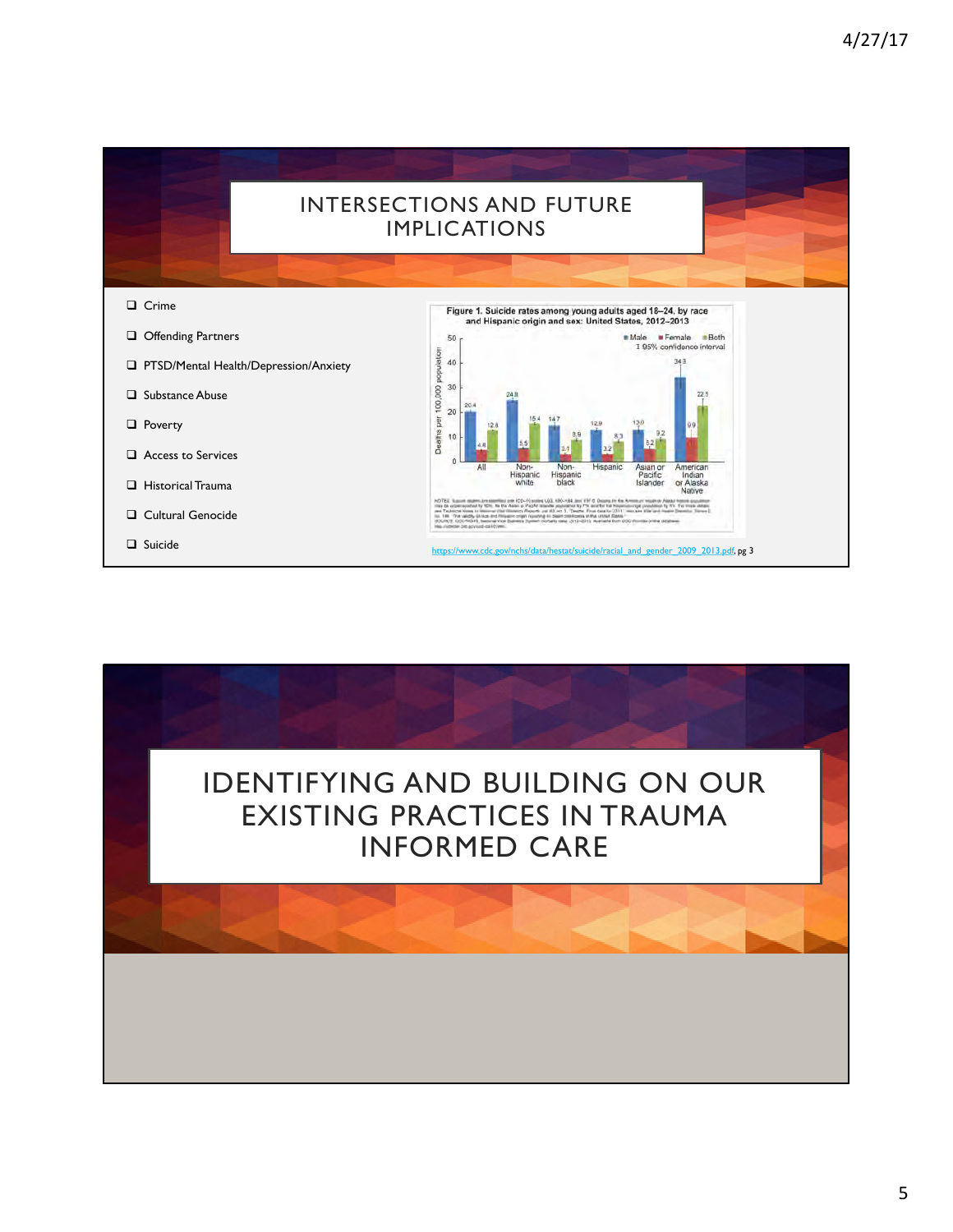# INTERSECTIONS AND FUTURE IMPLICATIONS

- Crime
- Offending Partners
- PTSD/Mental Health/Depression/Anxiety
- Substance Abuse
- Poverty
- Access to Services
- Historical Trauma
- Cultural Genocide
- Suicide

**Figure 1. Suicide rates among young adults aged 18–24, by race and Hispanic origin and sex: United States, 2012–2013**

Deaths per 100,000 population

| | Male | Female | Both |
|---|---|---|---|
| All | 20.4 | 4.8 | 12.8 |
| Non-Hispanic white | 24.8 | 5.5 | 15.4 |
| Non-Hispanic black | 14.7 | 3.1 | 8.9 |
| Hispanic | 12.9 | 3.2 | 8.3 |
| Asian or Pacific Islander | 13.0 | 5.2 | 9.2 |
| American Indian or Alaska Native | 34.3 | 9.9 | 22.5 |

I 95% confidence interval

https://www.cdc.gov/nchs/data/hestat/suicide/racial_and_gender_2009_2013.pdf, pg 3

# IDENTIFYING AND BUILDING ON OUR EXISTING PRACTICES IN TRAUMA INFORMED CARE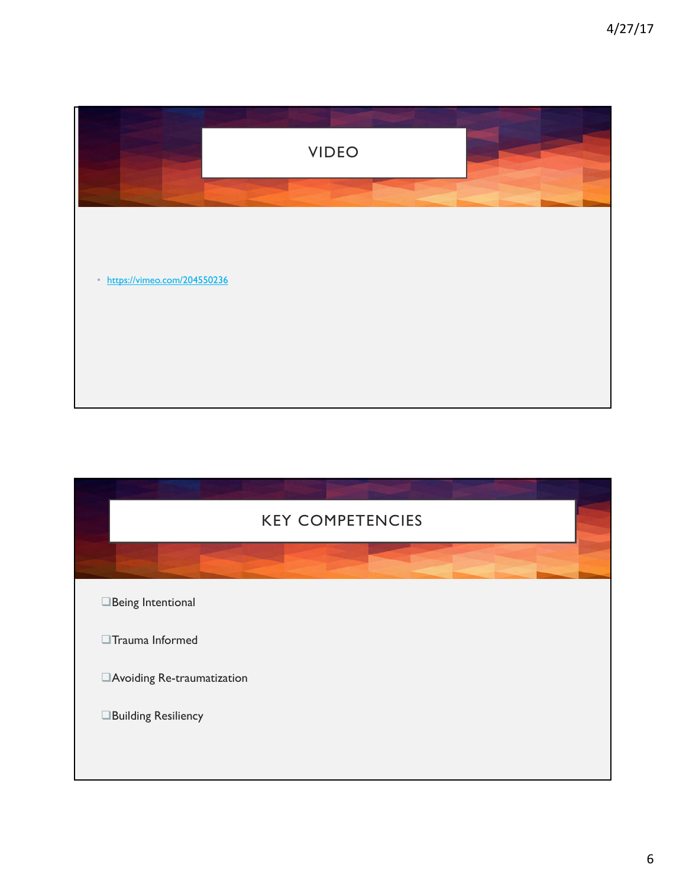## VIDEO

- https://vimeo.com/204550236

## KEY COMPETENCIES

- ❑Being Intentional
- ❑Trauma Informed
- ❑Avoiding Re-traumatization
- ❑Building Resiliency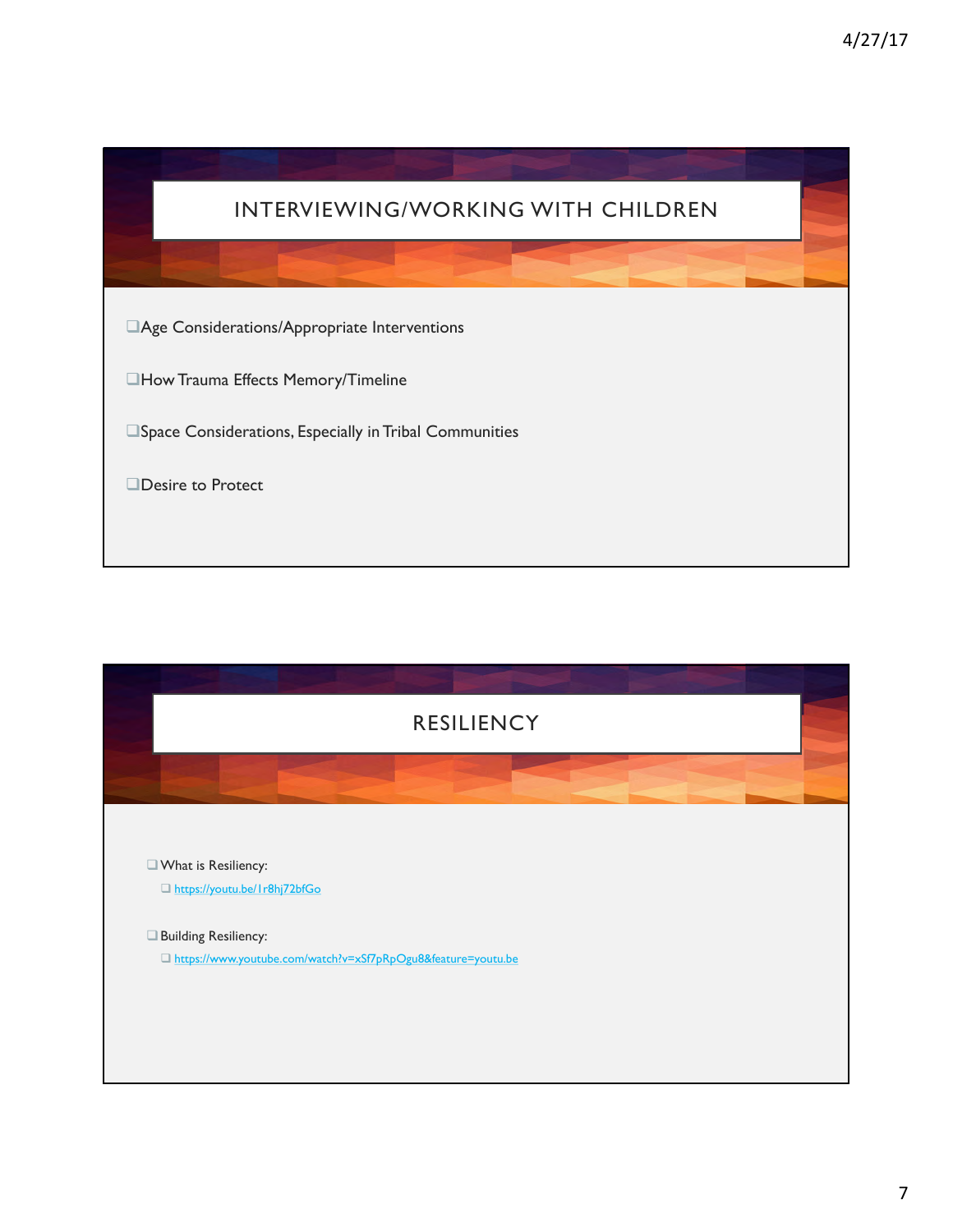## INTERVIEWING/WORKING WITH CHILDREN

- Age Considerations/Appropriate Interventions
- How Trauma Effects Memory/Timeline
- Space Considerations, Especially in Tribal Communities
- Desire to Protect

## RESILIENCY

- What is Resiliency:
  - https://youtu.be/1r8hj72bfGo
- Building Resiliency:
  - https://www.youtube.com/watch?v=xSf7pRpOgu8&feature=youtu.be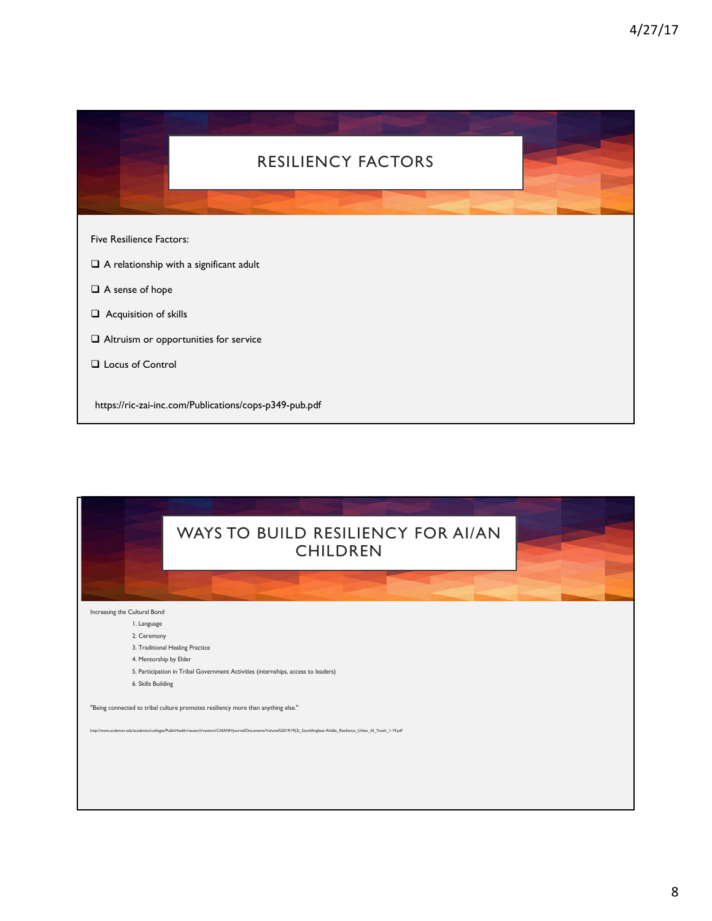## RESILIENCY FACTORS

Five Resilience Factors:

- ❑ A relationship with a significant adult
- ❑ A sense of hope
- ❑ Acquisition of skills
- ❑ Altruism or opportunities for service
- ❑ Locus of Control

https://ric-zai-inc.com/Publications/cops-p349-pub.pdf

## WAYS TO BUILD RESILIENCY FOR AI/AN CHILDREN

Increasing the Cultural Bond

1. Language
2. Ceremony
3. Traditional Healing Practice
4. Mentorship by Elder
5. Participation in Tribal Government Activities (internships, access to leaders)
6. Skills Building

"Being connected to tribal culture promotes resiliency more than anything else."

http://www.ucdenver.edu/academics/colleges/PublicHealth/research/centers/CAIANH/journal/Documents/Volume%2019/19(2)_Stumblingbear-Riddle_Resilience_Urban_AI_Youth_1-19.pdf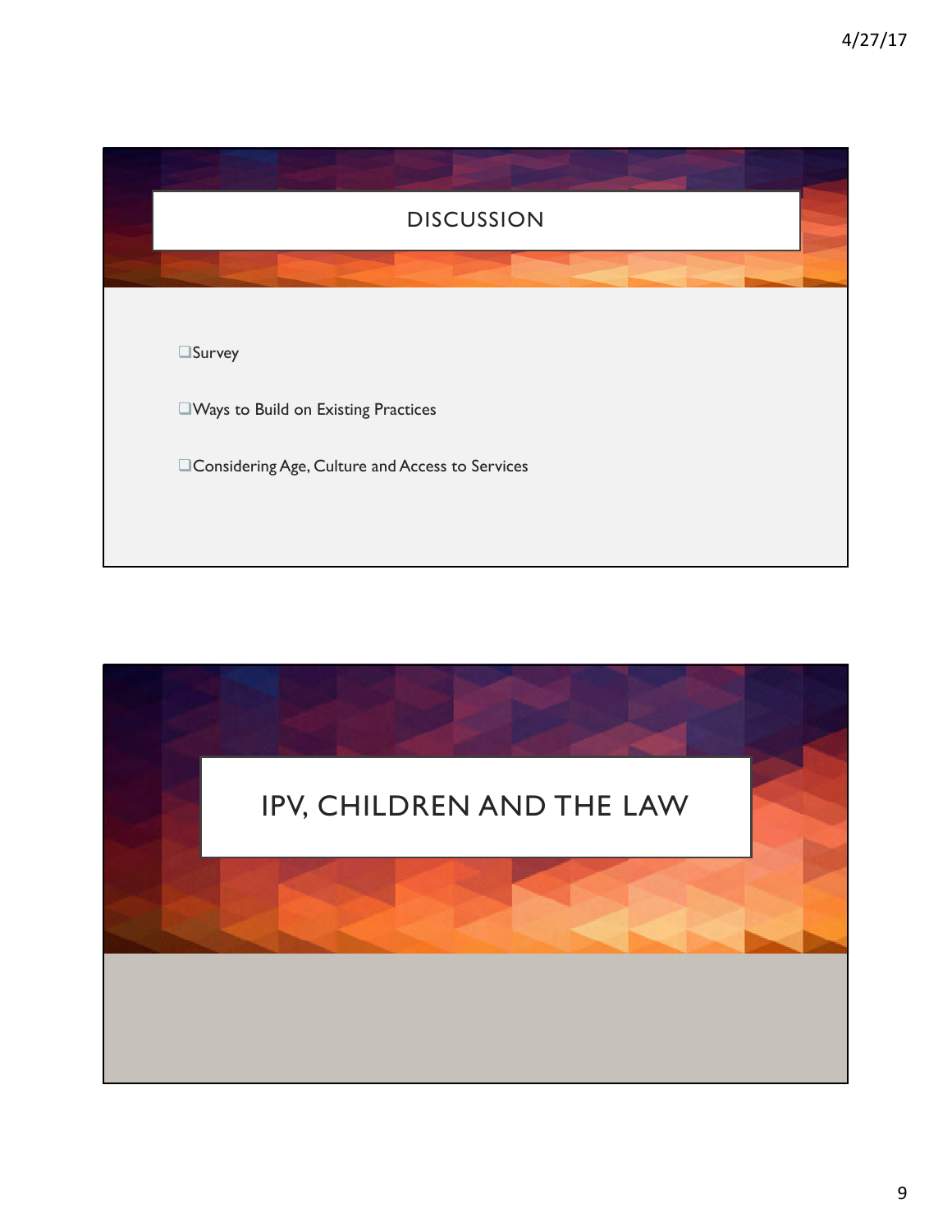## DISCUSSION

- Survey
- Ways to Build on Existing Practices
- Considering Age, Culture and Access to Services

## IPV, CHILDREN AND THE LAW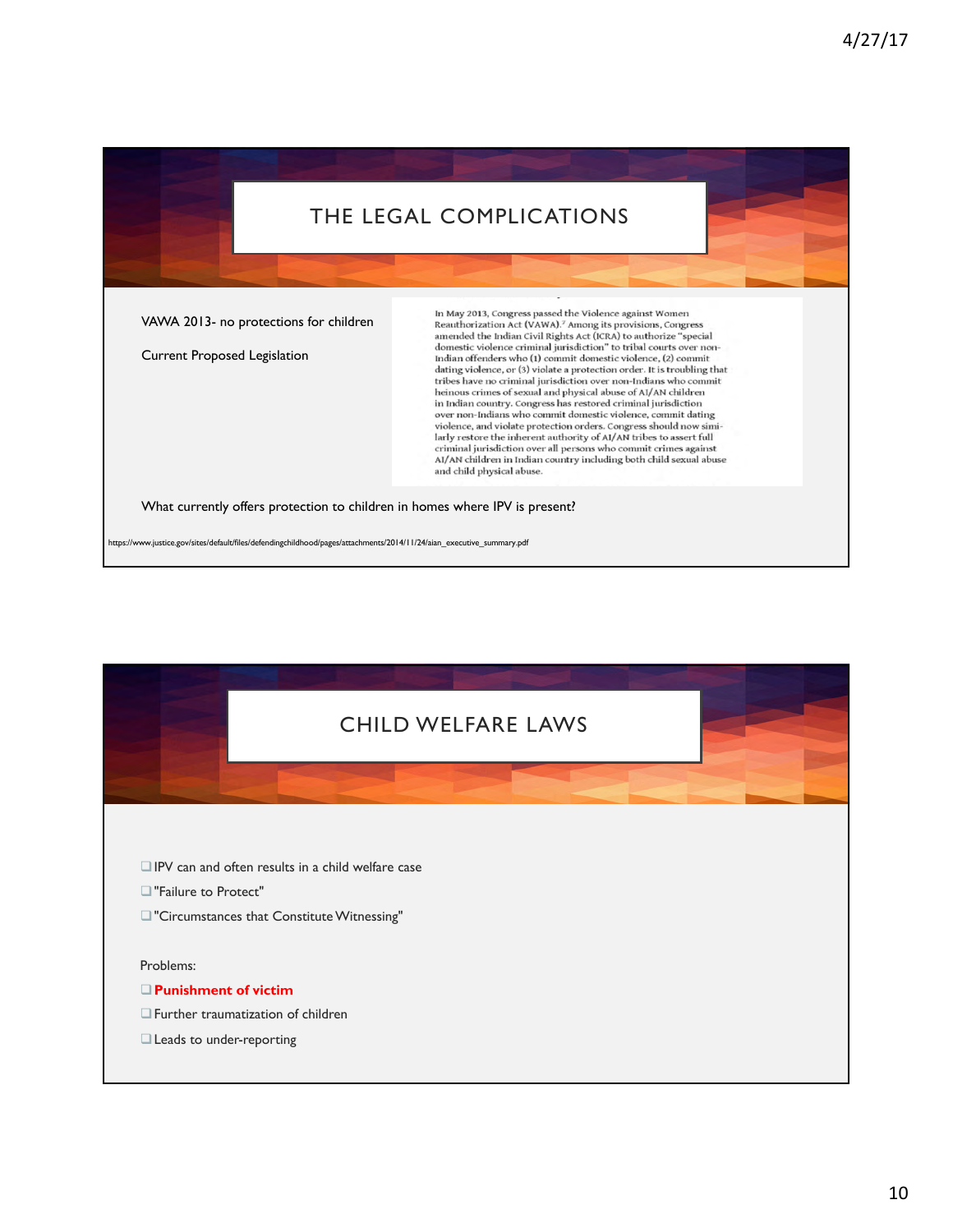## THE LEGAL COMPLICATIONS

VAWA 2013- no protections for children

Current Proposed Legislation

In May 2013, Congress passed the Violence against Women Reauthorization Act (VAWA).[7] Among its provisions, Congress amended the Indian Civil Rights Act (ICRA) to authorize "special domestic violence criminal jurisdiction" to tribal courts over non-Indian offenders who (1) commit domestic violence, (2) commit dating violence, or (3) violate a protection order. It is troubling that tribes have no criminal jurisdiction over non-Indians who commit heinous crimes of sexual and physical abuse of AI/AN children in Indian country. Congress has restored criminal jurisdiction over non-Indians who commit domestic violence, commit dating violence, and violate protection orders. Congress should now similarly restore the inherent authority of AI/AN tribes to assert full criminal jurisdiction over all persons who commit crimes against AI/AN children in Indian country including both child sexual abuse and child physical abuse.

What currently offers protection to children in homes where IPV is present?

https://www.justice.gov/sites/default/files/defendingchildhood/pages/attachments/2014/11/24/aian_executive_summary.pdf

## CHILD WELFARE LAWS

- IPV can and often results in a child welfare case
- "Failure to Protect"
- "Circumstances that Constitute Witnessing"

Problems:

- **Punishment of victim**
- Further traumatization of children
- Leads to under-reporting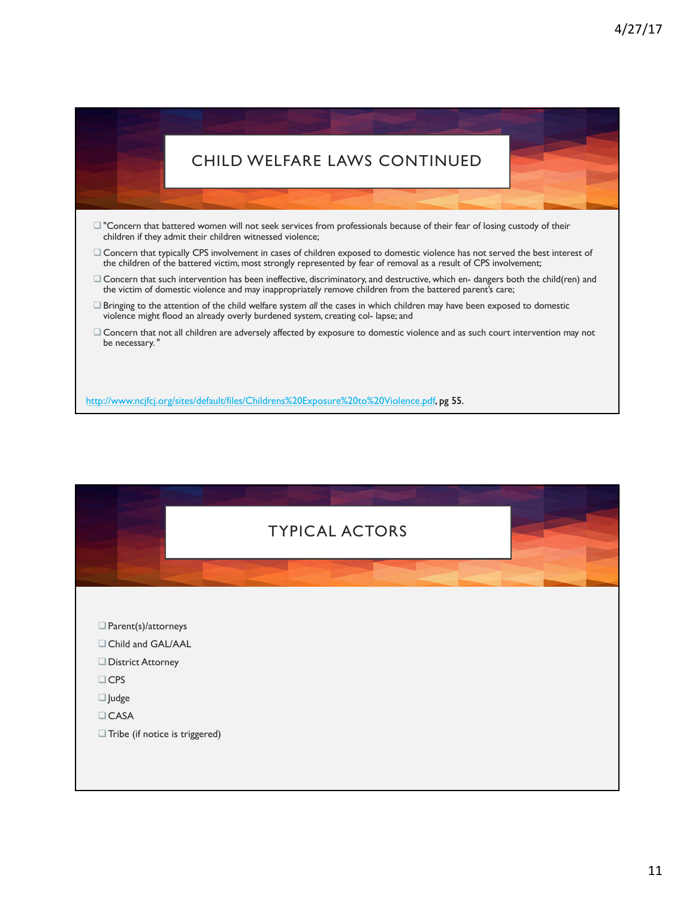## CHILD WELFARE LAWS CONTINUED

- "Concern that battered women will not seek services from professionals because of their fear of losing custody of their children if they admit their children witnessed violence;
- Concern that typically CPS involvement in cases of children exposed to domestic violence has not served the best interest of the children of the battered victim, most strongly represented by fear of removal as a result of CPS involvement;
- Concern that such intervention has been ineffective, discriminatory, and destructive, which en- dangers both the child(ren) and the victim of domestic violence and may inappropriately remove children from the battered parent's care;
- Bringing to the attention of the child welfare system *all* the cases in which children may have been exposed to domestic violence might flood an already overly burdened system, creating col- lapse; and
- Concern that not all children are adversely affected by exposure to domestic violence and as such court intervention may not be necessary."

http://www.ncjfcj.org/sites/default/files/Childrens%20Exposure%20to%20Violence.pdf, pg 55.

## TYPICAL ACTORS

- Parent(s)/attorneys
- Child and GAL/AAL
- District Attorney
- CPS
- Judge
- CASA
- Tribe (if notice is triggered)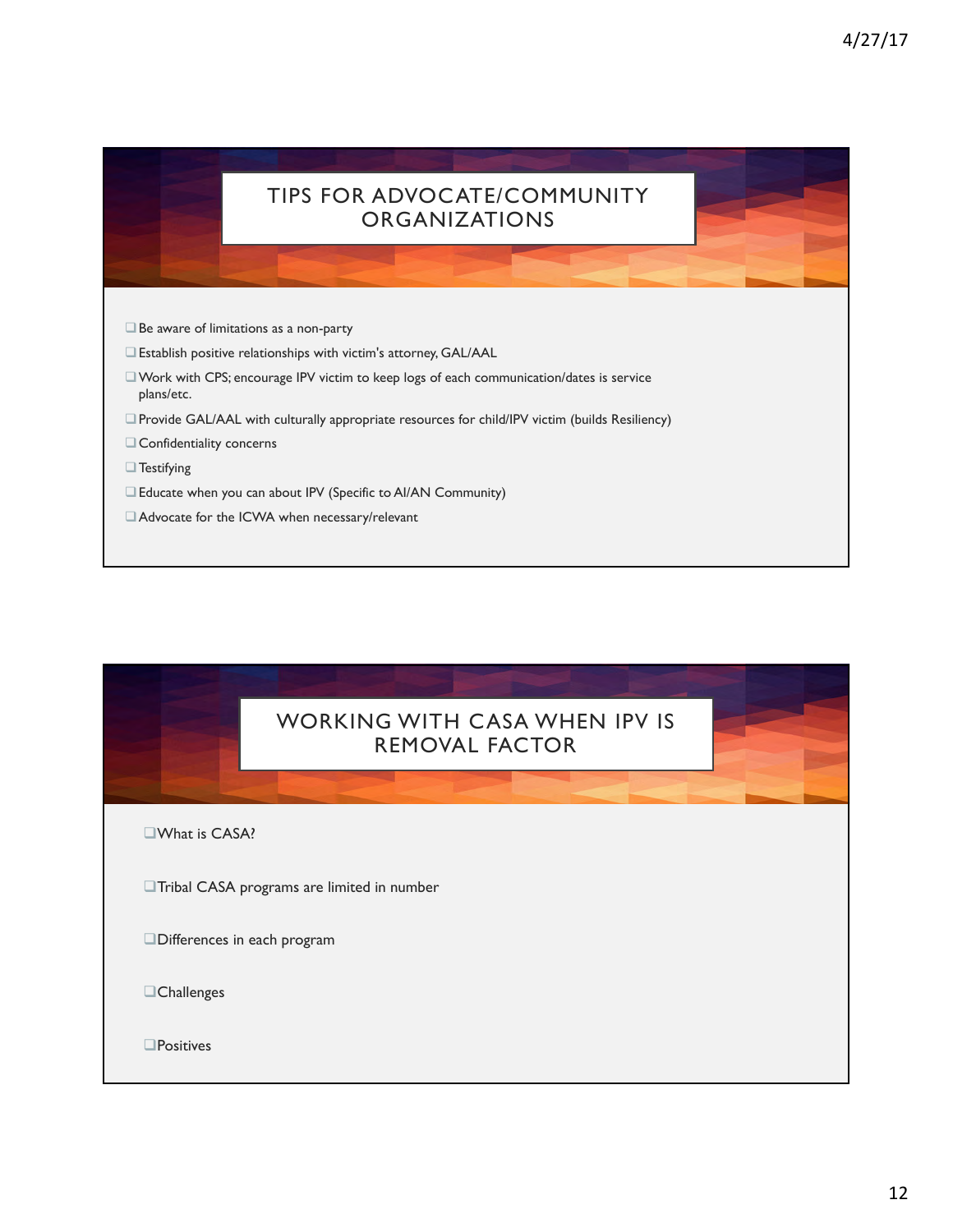## TIPS FOR ADVOCATE/COMMUNITY ORGANIZATIONS

- Be aware of limitations as a non-party
- Establish positive relationships with victim's attorney, GAL/AAL
- Work with CPS; encourage IPV victim to keep logs of each communication/dates is service plans/etc.
- Provide GAL/AAL with culturally appropriate resources for child/IPV victim (builds Resiliency)
- Confidentiality concerns
- Testifying
- Educate when you can about IPV (Specific to AI/AN Community)
- Advocate for the ICWA when necessary/relevant

## WORKING WITH CASA WHEN IPV IS REMOVAL FACTOR

- What is CASA?
- Tribal CASA programs are limited in number
- Differences in each program
- Challenges
- Positives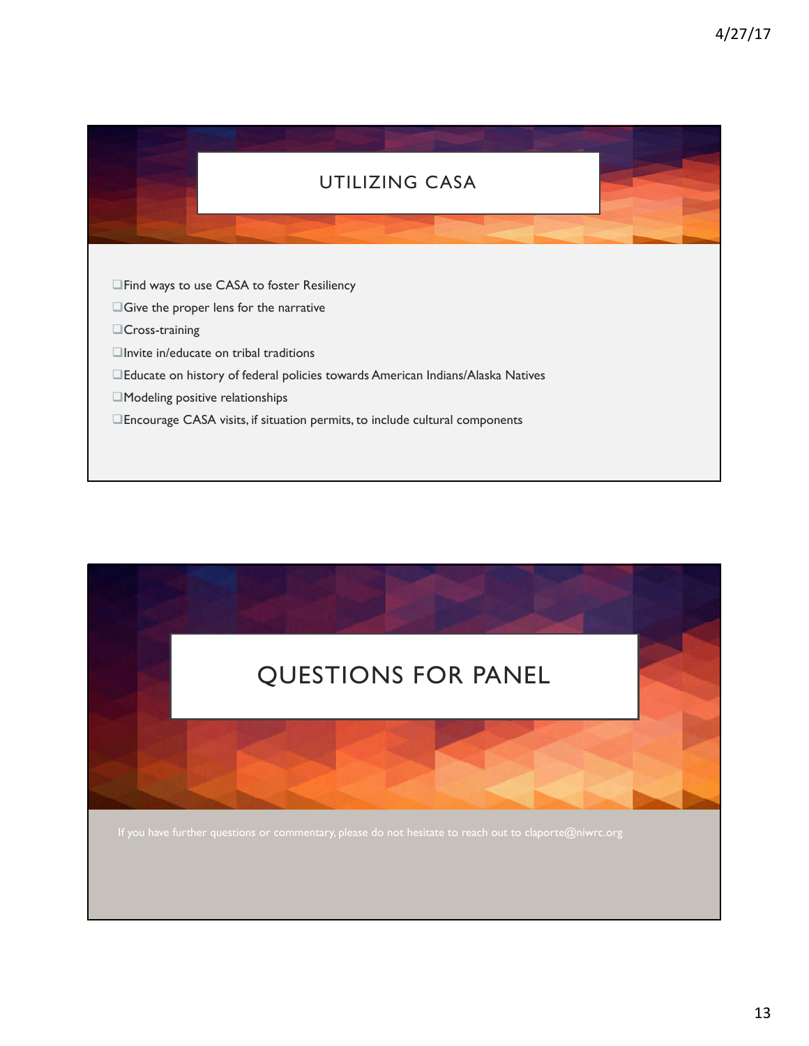## UTILIZING CASA

- Find ways to use CASA to foster Resiliency
- Give the proper lens for the narrative
- Cross-training
- Invite in/educate on tribal traditions
- Educate on history of federal policies towards American Indians/Alaska Natives
- Modeling positive relationships
- Encourage CASA visits, if situation permits, to include cultural components

## QUESTIONS FOR PANEL

If you have further questions or commentary, please do not hesitate to reach out to claporte@niwrc.org